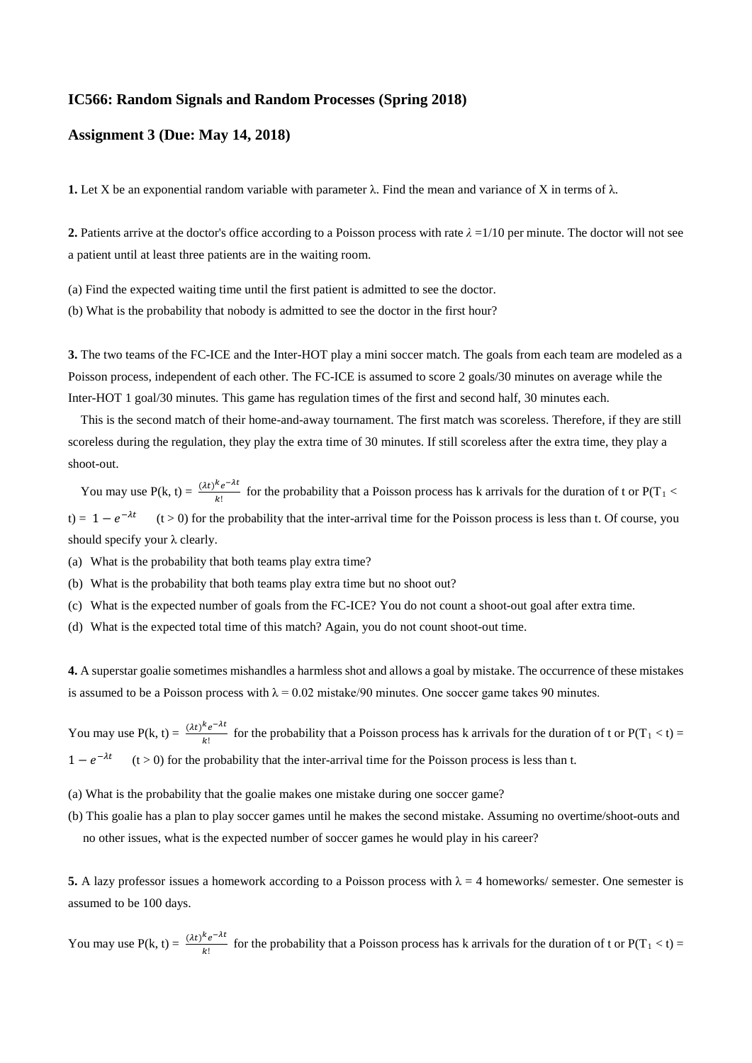**IC566: Random Signals and Random Processes (Spring 2018)**

**Assignment 3 (Due: May 14, 2018)**

**1.** Let X be an exponential random variable with parameter λ. Find the mean and variance of X in terms of λ.

**2.** Patients arrive at the doctor's office according to a Poisson process with rate $\lambda = 1/10$ per minute. The doctor will not see a patient until at least three patients are in the waiting room.

(a) Find the expected waiting time until the first patient is admitted to see the doctor.

(b) What is the probability that nobody is admitted to see the doctor in the first hour?

**3.** The two teams of the FC-ICE and the Inter-HOT play a mini soccer match. The goals from each team are modeled as a Poisson process, independent of each other. The FC-ICE is assumed to score 2 goals/30 minutes on average while the Inter-HOT 1 goal/30 minutes. This game has regulation times of the first and second half, 30 minutes each.

This is the second match of their home-and-away tournament. The first match was scoreless. Therefore, if they are still scoreless during the regulation, they play the extra time of 30 minutes. If still scoreless after the extra time, they play a shoot-out.

You may use $P(k, t) = \frac{(\lambda t)^k e^{-\lambda t}}{k!}$ for the probability that a Poisson process has k arrivals for the duration of t or $P(T_1 < t) = 1 - e^{-\lambda t}$ $(t > 0)$ for the probability that the inter-arrival time for the Poisson process is less than t. Of course, you should specify your λ clearly.

(a) What is the probability that both teams play extra time?

(b) What is the probability that both teams play extra time but no shoot out?

(c) What is the expected number of goals from the FC-ICE? You do not count a shoot-out goal after extra time.

(d) What is the expected total time of this match? Again, you do not count shoot-out time.

**4.** A superstar goalie sometimes mishandles a harmless shot and allows a goal by mistake. The occurrence of these mistakes is assumed to be a Poisson process with λ = 0.02 mistake/90 minutes. One soccer game takes 90 minutes.

You may use $P(k, t) = \frac{(\lambda t)^k e^{-\lambda t}}{k!}$ for the probability that a Poisson process has k arrivals for the duration of t or $P(T_1 < t) = 1 - e^{-\lambda t}$ $(t > 0)$ for the probability that the inter-arrival time for the Poisson process is less than t.

(a) What is the probability that the goalie makes one mistake during one soccer game?

(b) This goalie has a plan to play soccer games until he makes the second mistake. Assuming no overtime/shoot-outs and no other issues, what is the expected number of soccer games he would play in his career?

**5.** A lazy professor issues a homework according to a Poisson process with λ = 4 homeworks/ semester. One semester is assumed to be 100 days.

You may use $P(k, t) = \frac{(\lambda t)^k e^{-\lambda t}}{k!}$ for the probability that a Poisson process has k arrivals for the duration of t or $P(T_1 < t) =$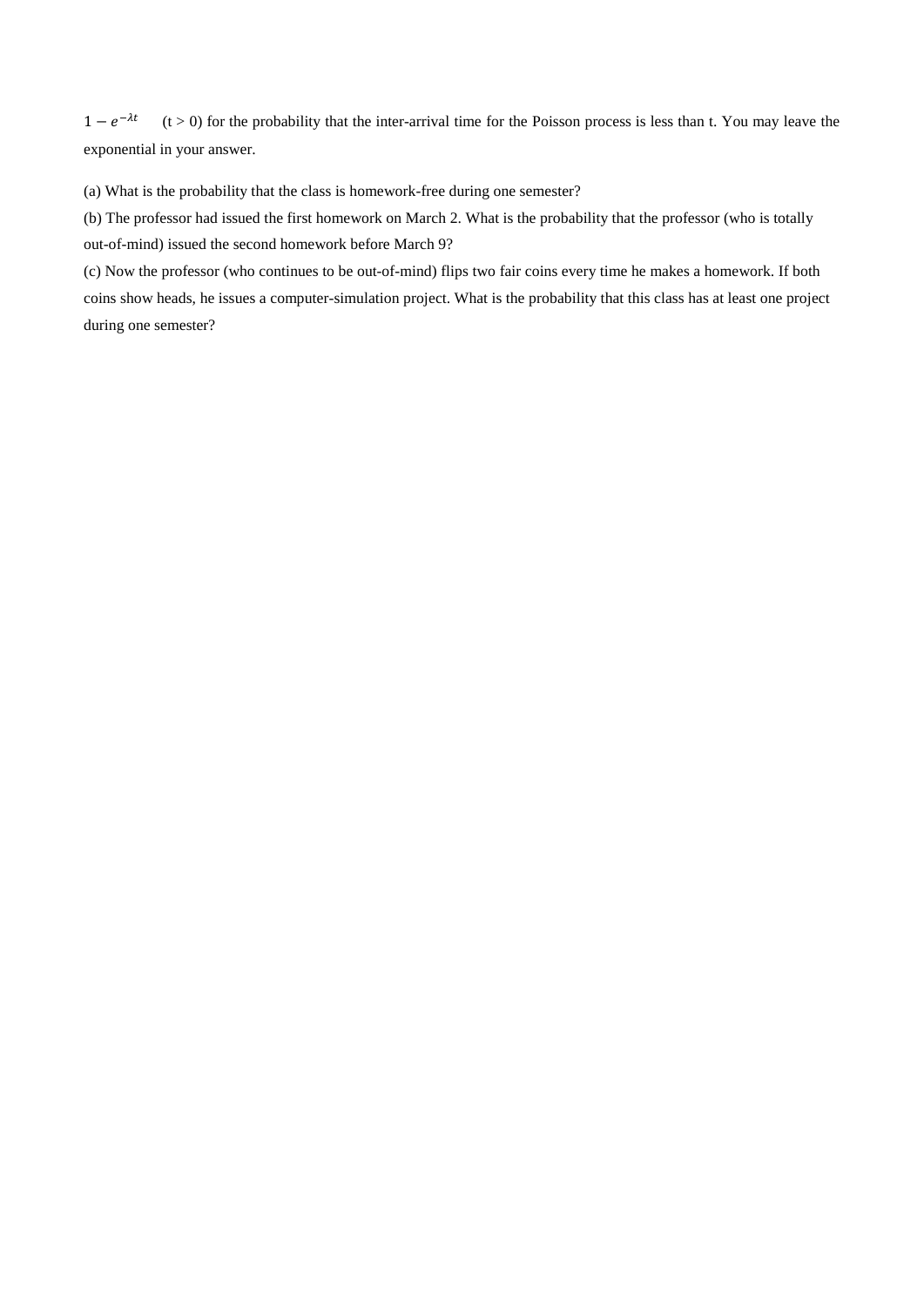$1 - e^{-\lambda t}$ ($t > 0$) for the probability that the inter-arrival time for the Poisson process is less than t. You may leave the exponential in your answer.

(a) What is the probability that the class is homework-free during one semester?

(b) The professor had issued the first homework on March 2. What is the probability that the professor (who is totally out-of-mind) issued the second homework before March 9?

(c) Now the professor (who continues to be out-of-mind) flips two fair coins every time he makes a homework. If both coins show heads, he issues a computer-simulation project. What is the probability that this class has at least one project during one semester?